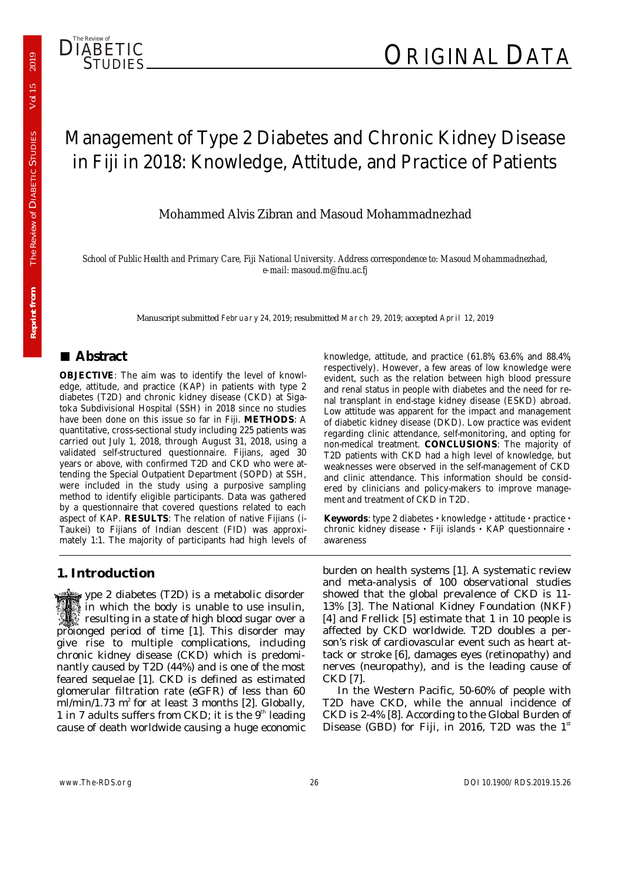# Management of Type 2 Diabetes and Chronic Kidney Disease in Fiji in 2018: Knowledge, Attitude, and Practice of Patients

Mohammed Alvis Zibran and Masoud Mohammadnezhad

*School of Public Health and Primary Care, Fiji National University. Address correspondence to: Masoud Mohammadnezhad, e-mail: masoud.m@fnu.ac.fj*

Manuscript submitted *February 24, 2019*; resubmitted *March 29, 2019*; accepted *April 12, 2019*

## ■ Abstract

**OBJECTIVE**: The aim was to identify the level of knowledge, attitude, and practice (KAP) in patients with type 2 diabetes (T2D) and chronic kidney disease (CKD) at Sigatoka Subdivisional Hospital (SSH) in 2018 since no studies have been done on this issue so far in Fiji. **METHODS**: A quantitative, cross-sectional study including 225 patients was carried out July 1, 2018, through August 31, 2018, using a validated self-structured questionnaire. Fijians, aged 30 years or above, with confirmed T2D and CKD who were attending the Special Outpatient Department (SOPD) at SSH, were included in the study using a purposive sampling method to identify eligible participants. Data was gathered by a questionnaire that covered questions related to each aspect of KAP. **RESULTS**: The relation of native Fijians (i-Taukei) to Fijians of Indian descent (FID) was approximately 1:1. The majority of participants had high levels of knowledge, attitude, and practice (61.8%, 63.6%, and 88.4%, respectively). However, a few areas of low knowledge were evident, such as the relation between high blood pressure and renal status in people with diabetes and the need for renal transplant in end-stage kidney disease (ESKD) abroad. Low attitude was apparent for the impact and management of diabetic kidney disease (DKD). Low practice was evident regarding clinic attendance, self-monitoring, and opting for non-medical treatment. **CONCLUSIONS**: The majority of T2D patients with CKD had a high level of knowledge, but weaknesses were observed in the self-management of CKD and clinic attendance. This information should be considered by clinicians and policy-makers to improve management and treatment of CKD in T2D.

**Keywords**: type 2 diabetes · knowledge · attitude · practice · chronic kidney disease · Fiji islands · KAP questionnaire · awareness

## 1. Introduction

Type 2 diabetes (T2D) is a metabolic disorder in which the body is unable to use insulin, resulting in a state of high blood sugar over a prolonged period of time [1]. This disorder may give rise to multiple complications, including chronic kidney disease (CKD) which is predominantly caused by T2D (44%) and is one of the most feared sequelae [1]. CKD is defined as estimated glomerular filtration rate (eGFR) of less than 60 ml/min/1.73 $m^2$ for at least 3 months [2]. Globally, 1 in 7 adults suffers from CKD; it is the $9^{th}$ leading cause of death worldwide causing a huge economic burden on health systems [1]. A systematic review and meta-analysis of 100 observational studies showed that the global prevalence of CKD is 11-13% [3]. The National Kidney Foundation (NKF) [4] and Frellick [5] estimate that 1 in 10 people is affected by CKD worldwide. T2D doubles a person's risk of cardiovascular event such as heart attack or stroke [6], damages eyes (retinopathy) and nerves (neuropathy), and is the leading cause of CKD [7].

In the Western Pacific, 50-60% of people with T2D have CKD, while the annual incidence of CKD is 2-4% [8]. According to the Global Burden of Disease (GBD) for Fiji, in 2016, T2D was the $1^{st}$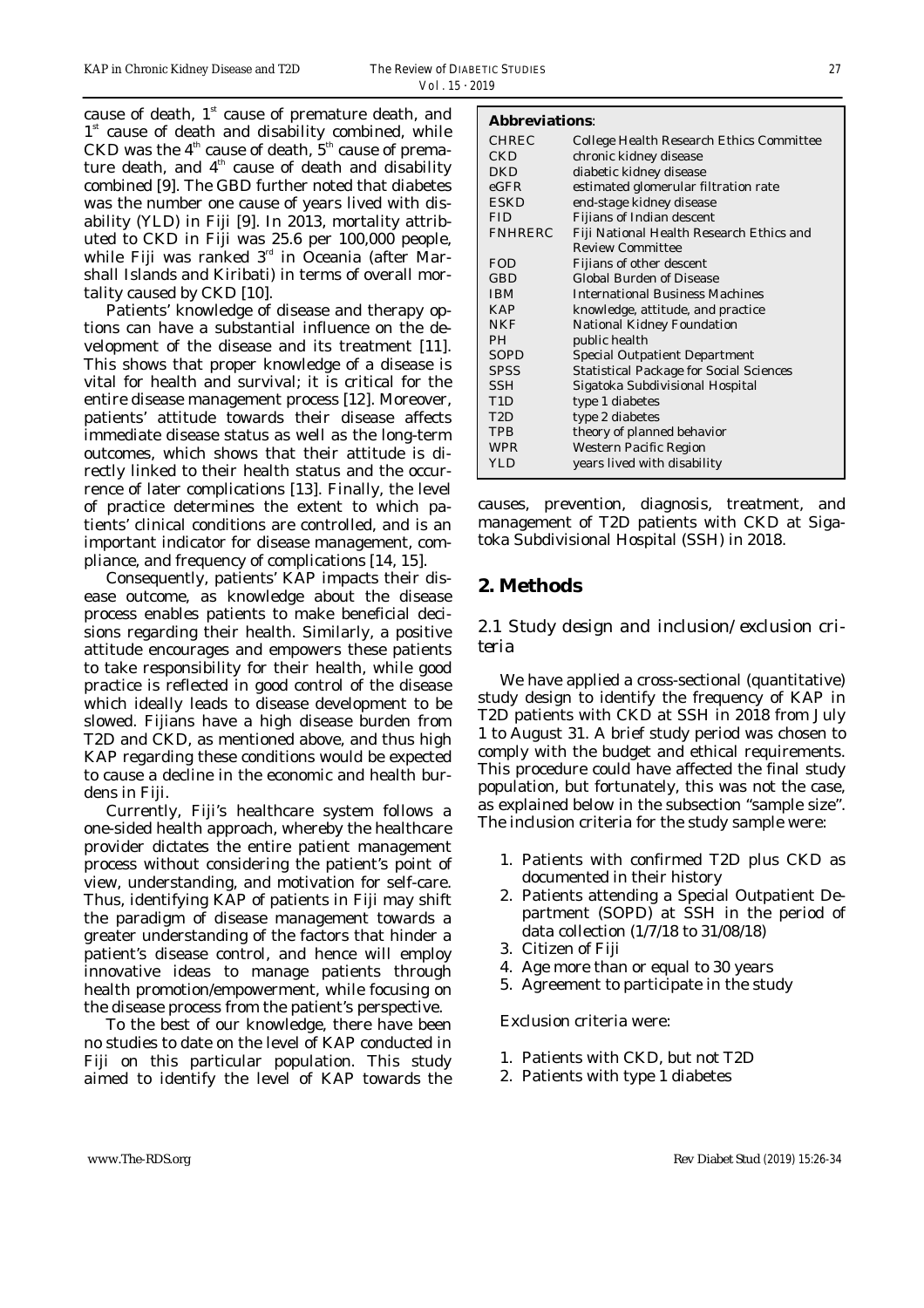cause of death, 1st cause of premature death, and 1st cause of death and disability combined, while CKD was the 4th cause of death, 5th cause of premature death, and 4th cause of death and disability combined [9]. The GBD further noted that diabetes was the number one cause of years lived with disability (YLD) in Fiji [9]. In 2013, mortality attributed to CKD in Fiji was 25.6 per 100,000 people, while Fiji was ranked 3rd in Oceania (after Marshall Islands and Kiribati) in terms of overall mortality caused by CKD [10].

Patients' knowledge of disease and therapy options can have a substantial influence on the development of the disease and its treatment [11]. This shows that proper knowledge of a disease is vital for health and survival; it is critical for the entire disease management process [12]. Moreover, patients' attitude towards their disease affects immediate disease status as well as the long-term outcomes, which shows that their attitude is directly linked to their health status and the occurrence of later complications [13]. Finally, the level of practice determines the extent to which patients' clinical conditions are controlled, and is an important indicator for disease management, compliance, and frequency of complications [14, 15].

Consequently, patients' KAP impacts their disease outcome, as knowledge about the disease process enables patients to make beneficial decisions regarding their health. Similarly, a positive attitude encourages and empowers these patients to take responsibility for their health, while good practice is reflected in good control of the disease which ideally leads to disease development to be slowed. Fijians have a high disease burden from T2D and CKD, as mentioned above, and thus high KAP regarding these conditions would be expected to cause a decline in the economic and health burdens in Fiji.

Currently, Fiji's healthcare system follows a one-sided health approach, whereby the healthcare provider dictates the entire patient management process without considering the patient's point of view, understanding, and motivation for self-care. Thus, identifying KAP of patients in Fiji may shift the paradigm of disease management towards a greater understanding of the factors that hinder a patient's disease control, and hence will employ innovative ideas to manage patients through health promotion/empowerment, while focusing on the disease process from the patient's perspective.

To the best of our knowledge, there have been no studies to date on the level of KAP conducted in Fiji on this particular population. This study aimed to identify the level of KAP towards the causes, prevention, diagnosis, treatment, and management of T2D patients with CKD at Sigatoka Subdivisional Hospital (SSH) in 2018.

**Abbreviations**:

| | |
|---|---|
| CHREC | College Health Research Ethics Committee |
| CKD | chronic kidney disease |
| DKD | diabetic kidney disease |
| eGFR | estimated glomerular filtration rate |
| ESKD | end-stage kidney disease |
| FID | Fijians of Indian descent |
| FNHRERC | Fiji National Health Research Ethics and Review Committee |
| FOD | Fijians of other descent |
| GBD | Global Burden of Disease |
| IBM | International Business Machines |
| KAP | knowledge, attitude, and practice |
| NKF | National Kidney Foundation |
| PH | public health |
| SOPD | Special Outpatient Department |
| SPSS | Statistical Package for Social Sciences |
| SSH | Sigatoka Subdivisional Hospital |
| T1D | type 1 diabetes |
| T2D | type 2 diabetes |
| TPB | theory of planned behavior |
| WPR | Western Pacific Region |
| YLD | years lived with disability |

## 2. Methods

### 2.1 Study design and inclusion/exclusion criteria

We have applied a cross-sectional (quantitative) study design to identify the frequency of KAP in T2D patients with CKD at SSH in 2018 from July 1 to August 31. A brief study period was chosen to comply with the budget and ethical requirements. This procedure could have affected the final study population, but fortunately, this was not the case, as explained below in the subsection "sample size". The inclusion criteria for the study sample were:

1. Patients with confirmed T2D plus CKD as documented in their history
2. Patients attending a Special Outpatient Department (SOPD) at SSH in the period of data collection (1/7/18 to 31/08/18)
3. Citizen of Fiji
4. Age more than or equal to 30 years
5. Agreement to participate in the study

Exclusion criteria were:

1. Patients with CKD, but not T2D
2. Patients with type 1 diabetes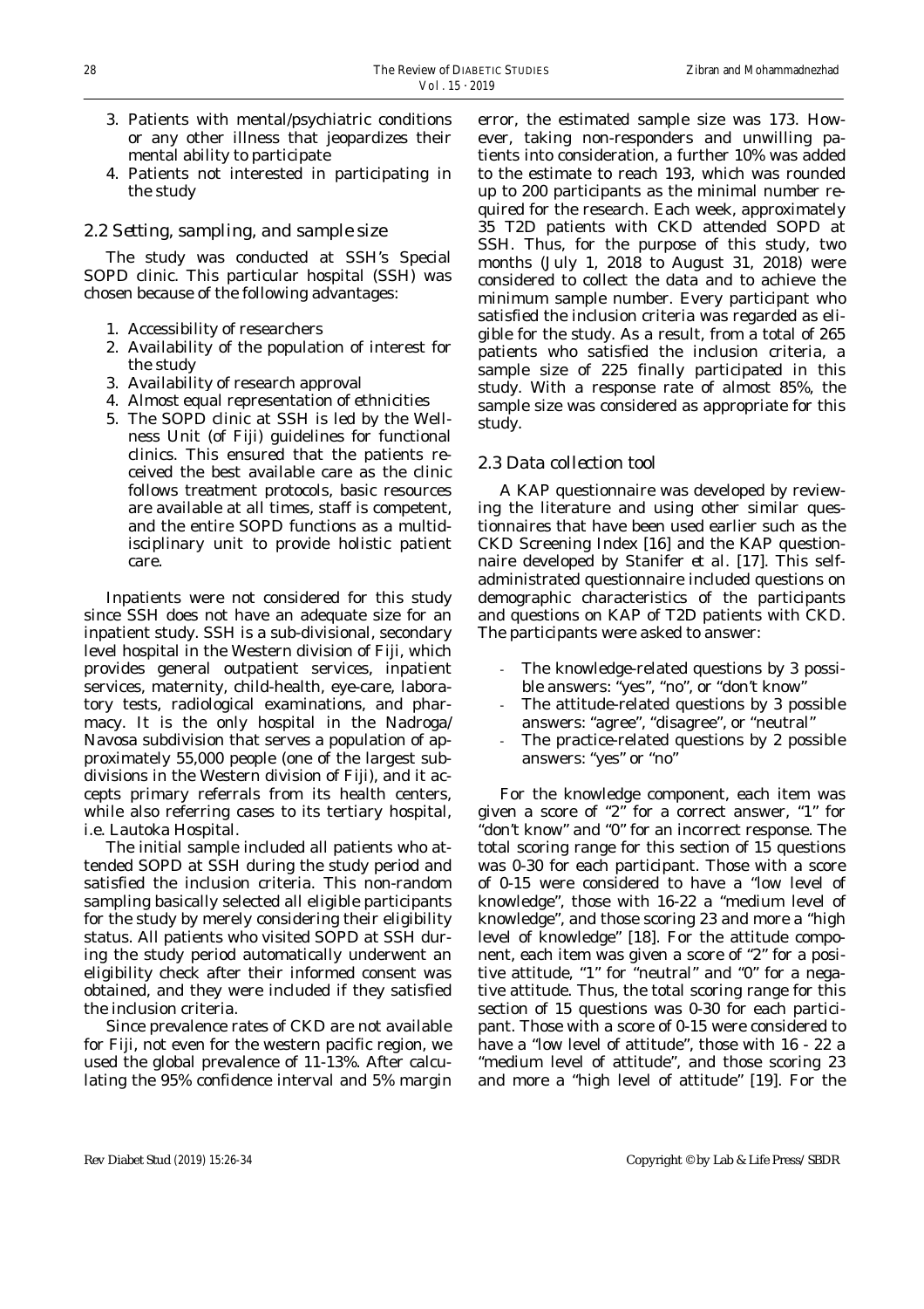3. Patients with mental/psychiatric conditions or any other illness that jeopardizes their mental ability to participate
4. Patients not interested in participating in the study

### 2.2 Setting, sampling, and sample size

The study was conducted at SSH's Special SOPD clinic. This particular hospital (SSH) was chosen because of the following advantages:

1. Accessibility of researchers
2. Availability of the population of interest for the study
3. Availability of research approval
4. Almost equal representation of ethnicities
5. The SOPD clinic at SSH is led by the Wellness Unit (of Fiji) guidelines for functional clinics. This ensured that the patients received the best available care as the clinic follows treatment protocols, basic resources are available at all times, staff is competent, and the entire SOPD functions as a multidisciplinary unit to provide holistic patient care.

Inpatients were not considered for this study since SSH does not have an adequate size for an inpatient study. SSH is a sub-divisional, secondary level hospital in the Western division of Fiji, which provides general outpatient services, inpatient services, maternity, child-health, eye-care, laboratory tests, radiological examinations, and pharmacy. It is the only hospital in the Nadroga/Navosa subdivision that serves a population of approximately 55,000 people (one of the largest subdivisions in the Western division of Fiji), and it accepts primary referrals from its health centers, while also referring cases to its tertiary hospital, i.e. Lautoka Hospital.

The initial sample included all patients who attended SOPD at SSH during the study period and satisfied the inclusion criteria. This non-random sampling basically selected all eligible participants for the study by merely considering their eligibility status. All patients who visited SOPD at SSH during the study period automatically underwent an eligibility check after their informed consent was obtained, and they were included if they satisfied the inclusion criteria.

Since prevalence rates of CKD are not available for Fiji, not even for the western pacific region, we used the global prevalence of 11-13%. After calculating the 95% confidence interval and 5% margin error, the estimated sample size was 173. However, taking non-responders and unwilling patients into consideration, a further 10% was added to the estimate to reach 193, which was rounded up to 200 participants as the minimal number required for the research. Each week, approximately 35 T2D patients with CKD attended SOPD at SSH. Thus, for the purpose of this study, two months (July 1, 2018 to August 31, 2018) were considered to collect the data and to achieve the minimum sample number. Every participant who satisfied the inclusion criteria was regarded as eligible for the study. As a result, from a total of 265 patients who satisfied the inclusion criteria, a sample size of 225 finally participated in this study. With a response rate of almost 85%, the sample size was considered as appropriate for this study.

### 2.3 Data collection tool

A KAP questionnaire was developed by reviewing the literature and using other similar questionnaires that have been used earlier such as the CKD Screening Index [16] and the KAP questionnaire developed by Stanifer *et al.* [17]. This self-administrated questionnaire included questions on demographic characteristics of the participants and questions on KAP of T2D patients with CKD. The participants were asked to answer:

- The knowledge-related questions by 3 possible answers: "yes", "no", or "don't know"
- The attitude-related questions by 3 possible answers: "agree", "disagree", or "neutral"
- The practice-related questions by 2 possible answers: "yes" or "no"

For the knowledge component, each item was given a score of "2" for a correct answer, "1" for "don't know" and "0" for an incorrect response. The total scoring range for this section of 15 questions was 0-30 for each participant. Those with a score of 0-15 were considered to have a "low level of knowledge", those with 16-22 a "medium level of knowledge", and those scoring 23 and more a "high level of knowledge" [18]. For the attitude component, each item was given a score of "2" for a positive attitude, "1" for "neutral" and "0" for a negative attitude. Thus, the total scoring range for this section of 15 questions was 0-30 for each participant. Those with a score of 0-15 were considered to have a "low level of attitude", those with 16 - 22 a "medium level of attitude", and those scoring 23 and more a "high level of attitude" [19]. For the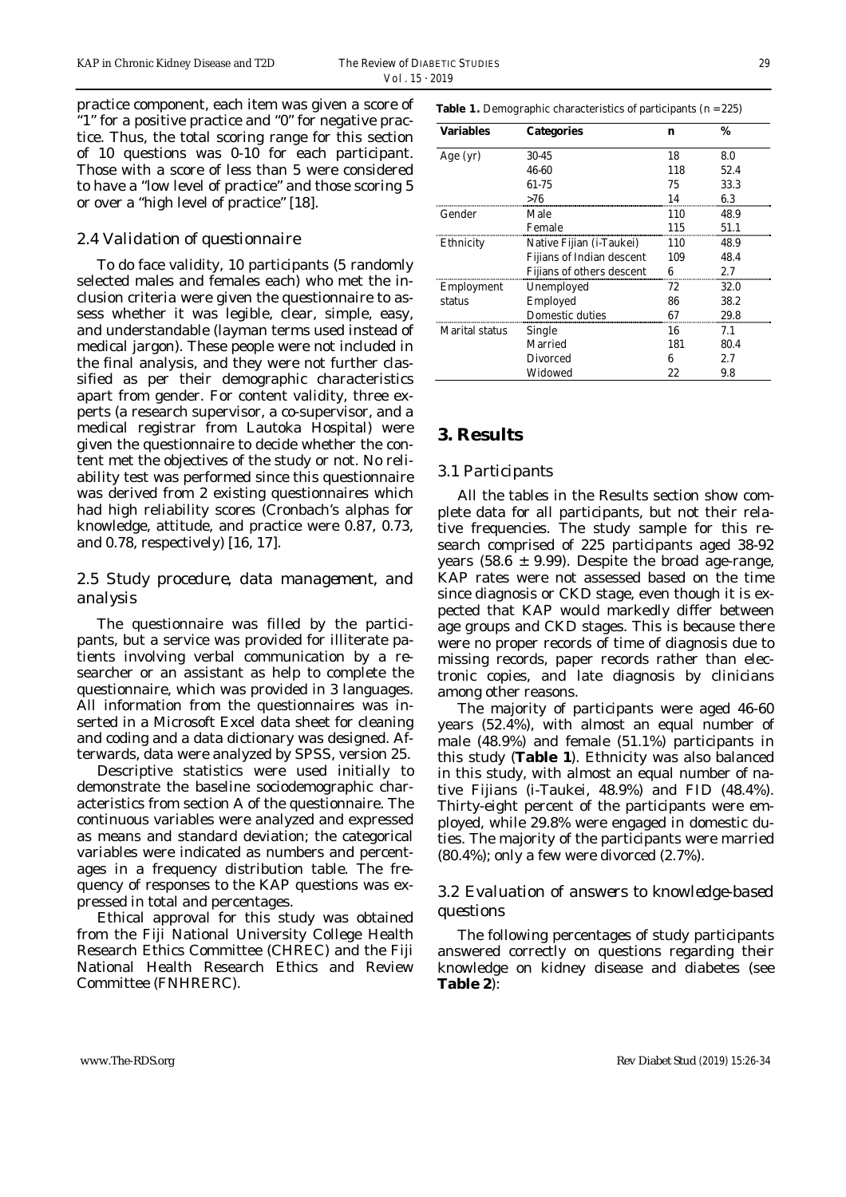practice component, each item was given a score of "1" for a positive practice and "0" for negative practice. Thus, the total scoring range for this section of 10 questions was 0-10 for each participant. Those with a score of less than 5 were considered to have a "low level of practice" and those scoring 5 or over a "high level of practice" [18].

### 2.4 Validation of questionnaire

To do face validity, 10 participants (5 randomly selected males and females each) who met the inclusion criteria were given the questionnaire to assess whether it was legible, clear, simple, easy, and understandable (layman terms used instead of medical jargon). These people were not included in the final analysis, and they were not further classified as per their demographic characteristics apart from gender. For content validity, three experts (a research supervisor, a co-supervisor, and a medical registrar from Lautoka Hospital) were given the questionnaire to decide whether the content met the objectives of the study or not. No reliability test was performed since this questionnaire was derived from 2 existing questionnaires which had high reliability scores (Cronbach's alphas for knowledge, attitude, and practice were 0.87, 0.73, and 0.78, respectively) [16, 17].

### 2.5 Study procedure, data management, and analysis

The questionnaire was filled by the participants, but a service was provided for illiterate patients involving verbal communication by a researcher or an assistant as help to complete the questionnaire, which was provided in 3 languages. All information from the questionnaires was inserted in a Microsoft Excel data sheet for cleaning and coding and a data dictionary was designed. Afterwards, data were analyzed by SPSS, version 25.

Descriptive statistics were used initially to demonstrate the baseline sociodemographic characteristics from section A of the questionnaire. The continuous variables were analyzed and expressed as means and standard deviation; the categorical variables were indicated as numbers and percentages in a frequency distribution table. The frequency of responses to the KAP questions was expressed in total and percentages.

Ethical approval for this study was obtained from the Fiji National University College Health Research Ethics Committee (CHREC) and the Fiji National Health Research Ethics and Review Committee (FNHRERC).

**Table 1.** Demographic characteristics of participants (n = 225)

| Variables | Categories | n | % |
|---|---|---|---|
| Age (yr) | 30-45 | 18 | 8.0 |
| | 46-60 | 118 | 52.4 |
| | 61-75 | 75 | 33.3 |
| | >76 | 14 | 6.3 |
| Gender | Male | 110 | 48.9 |
| | Female | 115 | 51.1 |
| Ethnicity | Native Fijian (i-Taukei) | 110 | 48.9 |
| | Fijians of Indian descent | 109 | 48.4 |
| | Fijians of others descent | 6 | 2.7 |
| Employment status | Unemployed | 72 | 32.0 |
| | Employed | 86 | 38.2 |
| | Domestic duties | 67 | 29.8 |
| Marital status | Single | 16 | 7.1 |
| | Married | 181 | 80.4 |
| | Divorced | 6 | 2.7 |
| | Widowed | 22 | 9.8 |

## 3. Results

### 3.1 Participants

All the tables in the Results section show complete data for all participants, but not their relative frequencies. The study sample for this research comprised of 225 participants aged 38-92 years (58.6 ± 9.99). Despite the broad age-range, KAP rates were not assessed based on the time since diagnosis or CKD stage, even though it is expected that KAP would markedly differ between age groups and CKD stages. This is because there were no proper records of time of diagnosis due to missing records, paper records rather than electronic copies, and late diagnosis by clinicians among other reasons.

The majority of participants were aged 46-60 years (52.4%), with almost an equal number of male (48.9%) and female (51.1%) participants in this study (**Table 1**). Ethnicity was also balanced in this study, with almost an equal number of native Fijians (i-Taukei, 48.9%) and FID (48.4%). Thirty-eight percent of the participants were employed, while 29.8% were engaged in domestic duties. The majority of the participants were married (80.4%); only a few were divorced (2.7%).

### 3.2 Evaluation of answers to knowledge-based questions

The following percentages of study participants answered correctly on questions regarding their knowledge on kidney disease and diabetes (see **Table 2**):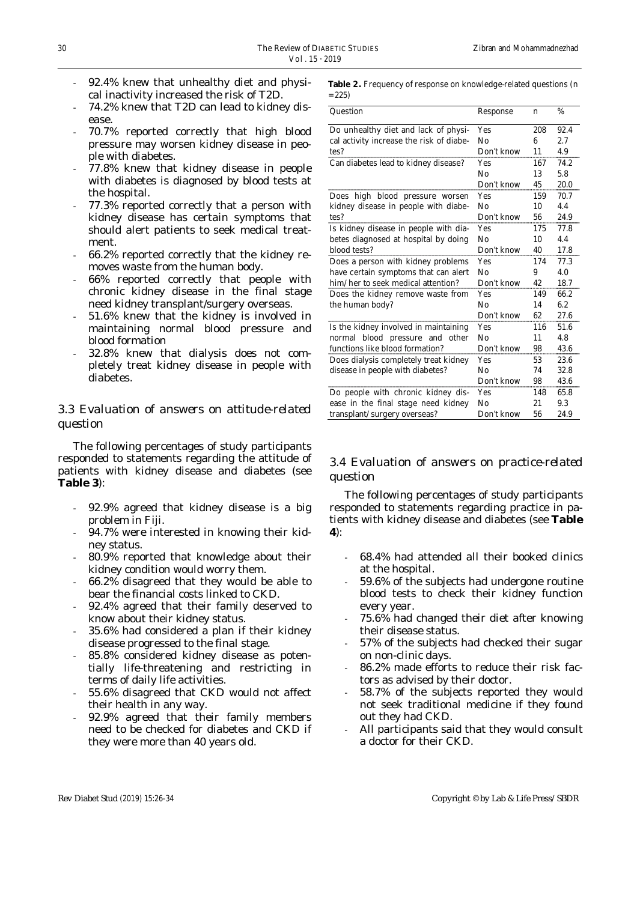- 92.4% knew that unhealthy diet and physical inactivity increased the risk of T2D.
- 74.2% knew that T2D can lead to kidney disease.
- 70.7% reported correctly that high blood pressure may worsen kidney disease in people with diabetes.
- 77.8% knew that kidney disease in people with diabetes is diagnosed by blood tests at the hospital.
- 77.3% reported correctly that a person with kidney disease has certain symptoms that should alert patients to seek medical treatment.
- 66.2% reported correctly that the kidney removes waste from the human body.
- 66% reported correctly that people with chronic kidney disease in the final stage need kidney transplant/surgery overseas.
- 51.6% knew that the kidney is involved in maintaining normal blood pressure and blood formation
- 32.8% knew that dialysis does not completely treat kidney disease in people with diabetes.

### 3.3 Evaluation of answers on attitude-related question

The following percentages of study participants responded to statements regarding the attitude of patients with kidney disease and diabetes (see **Table 3**):

- 92.9% agreed that kidney disease is a big problem in Fiji.
- 94.7% were interested in knowing their kidney status.
- 80.9% reported that knowledge about their kidney condition would worry them.
- 66.2% disagreed that they would be able to bear the financial costs linked to CKD.
- 92.4% agreed that their family deserved to know about their kidney status.
- 35.6% had considered a plan if their kidney disease progressed to the final stage.
- 85.8% considered kidney disease as potentially life-threatening and restricting in terms of daily life activities.
- 55.6% disagreed that CKD would not affect their health in any way.
- 92.9% agreed that their family members need to be checked for diabetes and CKD if they were more than 40 years old.

**Table 2.** Frequency of response on knowledge-related questions (n =225)

| Question | Response | n | % |
|---|---|---|---|
| Do unhealthy diet and lack of physical activity increase the risk of diabetes? | Yes | 208 | 92.4 |
| | No | 6 | 2.7 |
| | Don't know | 11 | 4.9 |
| Can diabetes lead to kidney disease? | Yes | 167 | 74.2 |
| | No | 13 | 5.8 |
| | Don't know | 45 | 20.0 |
| Does high blood pressure worsen kidney disease in people with diabetes? | Yes | 159 | 70.7 |
| | No | 10 | 4.4 |
| | Don't know | 56 | 24.9 |
| Is kidney disease in people with diabetes diagnosed at hospital by doing blood tests? | Yes | 175 | 77.8 |
| | No | 10 | 4.4 |
| | Don't know | 40 | 17.8 |
| Does a person with kidney problems have certain symptoms that can alert him/her to seek medical attention? | Yes | 174 | 77.3 |
| | No | 9 | 4.0 |
| | Don't know | 42 | 18.7 |
| Does the kidney remove waste from the human body? | Yes | 149 | 66.2 |
| | No | 14 | 6.2 |
| | Don't know | 62 | 27.6 |
| Is the kidney involved in maintaining normal blood pressure and other functions like blood formation? | Yes | 116 | 51.6 |
| | No | 11 | 4.8 |
| | Don't know | 98 | 43.6 |
| Does dialysis completely treat kidney disease in people with diabetes? | Yes | 53 | 23.6 |
| | No | 74 | 32.8 |
| | Don't know | 98 | 43.6 |
| Do people with chronic kidney disease in the final stage need kidney transplant/surgery overseas? | Yes | 148 | 65.8 |
| | No | 21 | 9.3 |
| | Don't know | 56 | 24.9 |

### 3.4 Evaluation of answers on practice-related question

The following percentages of study participants responded to statements regarding practice in patients with kidney disease and diabetes (see **Table 4**):

- 68.4% had attended all their booked clinics at the hospital.
- 59.6% of the subjects had undergone routine blood tests to check their kidney function every year.
- 75.6% had changed their diet after knowing their disease status.
- 57% of the subjects had checked their sugar on non-clinic days.
- 86.2% made efforts to reduce their risk factors as advised by their doctor.
- 58.7% of the subjects reported they would not seek traditional medicine if they found out they had CKD.
- All participants said that they would consult a doctor for their CKD.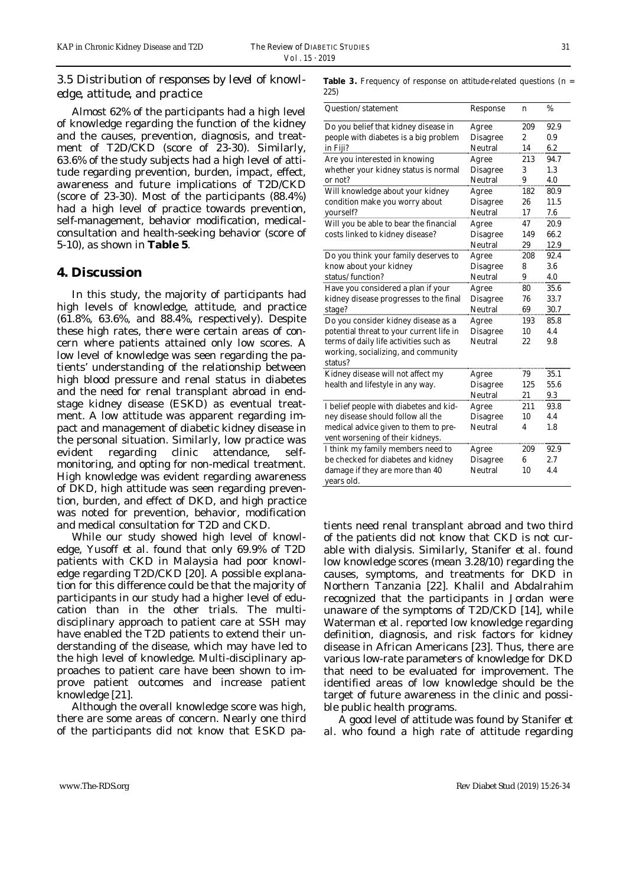### 3.5 Distribution of responses by level of knowledge, attitude, and practice

Almost 62% of the participants had a high level of knowledge regarding the function of the kidney and the causes, prevention, diagnosis, and treatment of T2D/CKD (score of 23-30). Similarly, 63.6% of the study subjects had a high level of attitude regarding prevention, burden, impact, effect, awareness and future implications of T2D/CKD (score of 23-30). Most of the participants (88.4%) had a high level of practice towards prevention, self-management, behavior modification, medical-consultation and health-seeking behavior (score of 5-10), as shown in **Table 5**.

## 4. Discussion

In this study, the majority of participants had high levels of knowledge, attitude, and practice (61.8%, 63.6%, and 88.4%, respectively). Despite these high rates, there were certain areas of concern where patients attained only low scores. A low level of knowledge was seen regarding the patients' understanding of the relationship between high blood pressure and renal status in diabetes and the need for renal transplant abroad in end-stage kidney disease (ESKD) as eventual treatment. A low attitude was apparent regarding impact and management of diabetic kidney disease in the personal situation. Similarly, low practice was evident regarding clinic attendance, self-monitoring, and opting for non-medical treatment. High knowledge was evident regarding awareness of DKD, high attitude was seen regarding prevention, burden, and effect of DKD, and high practice was noted for prevention, behavior, modification and medical consultation for T2D and CKD.

While our study showed high level of knowledge, Yusoff *et al.* found that only 69.9% of T2D patients with CKD in Malaysia had poor knowledge regarding T2D/CKD [20]. A possible explanation for this difference could be that the majority of participants in our study had a higher level of education than in the other trials. The multi-disciplinary approach to patient care at SSH may have enabled the T2D patients to extend their understanding of the disease, which may have led to the high level of knowledge. Multi-disciplinary approaches to patient care have been shown to improve patient outcomes and increase patient knowledge [21].

Although the overall knowledge score was high, there are some areas of concern. Nearly one third of the participants did not know that ESKD patients need renal transplant abroad and two third of the patients did not know that CKD is not curable with dialysis. Similarly, Stanifer *et al.* found low knowledge scores (mean 3.28/10) regarding the causes, symptoms, and treatments for DKD in Northern Tanzania [22]. Khalil and Abdalrahim recognized that the participants in Jordan were unaware of the symptoms of T2D/CKD [14], while Waterman *et al.* reported low knowledge regarding definition, diagnosis, and risk factors for kidney disease in African Americans [23]. Thus, there are various low-rate parameters of knowledge for DKD that need to be evaluated for improvement. The identified areas of low knowledge should be the target of future awareness in the clinic and possible public health programs.

A good level of attitude was found by Stanifer *et al.* who found a high rate of attitude regarding

**Table 3.** Frequency of response on attitude-related questions (n = 225)

| Question/statement | Response | n | % |
|---|---|---|---|
| Do you belief that kidney disease in people with diabetes is a big problem in Fiji? | Agree | 209 | 92.9 |
| | Disagree | 2 | 0.9 |
| | Neutral | 14 | 6.2 |
| Are you interested in knowing whether your kidney status is normal or not? | Agree | 213 | 94.7 |
| | Disagree | 3 | 1.3 |
| | Neutral | 9 | 4.0 |
| Will knowledge about your kidney condition make you worry about yourself? | Agree | 182 | 80.9 |
| | Disagree | 26 | 11.5 |
| | Neutral | 17 | 7.6 |
| Will you be able to bear the financial costs linked to kidney disease? | Agree | 47 | 20.9 |
| | Disagree | 149 | 66.2 |
| | Neutral | 29 | 12.9 |
| Do you think your family deserves to know about your kidney status/function? | Agree | 208 | 92.4 |
| | Disagree | 8 | 3.6 |
| | Neutral | 9 | 4.0 |
| Have you considered a plan if your kidney disease progresses to the final stage? | Agree | 80 | 35.6 |
| | Disagree | 76 | 33.7 |
| | Neutral | 69 | 30.7 |
| Do you consider kidney disease as a potential threat to your current life in terms of daily life activities such as working, socializing, and community status? | Agree | 193 | 85.8 |
| | Disagree | 10 | 4.4 |
| | Neutral | 22 | 9.8 |
| Kidney disease will not affect my health and lifestyle in any way. | Agree | 79 | 35.1 |
| | Disagree | 125 | 55.6 |
| | Neutral | 21 | 9.3 |
| I belief people with diabetes and kidney disease should follow all the medical advice given to them to prevent worsening of their kidneys. | Agree | 211 | 93.8 |
| | Disagree | 10 | 4.4 |
| | Neutral | 4 | 1.8 |
| I think my family members need to be checked for diabetes and kidney damage if they are more than 40 years old. | Agree | 209 | 92.9 |
| | Disagree | 6 | 2.7 |
| | Neutral | 10 | 4.4 |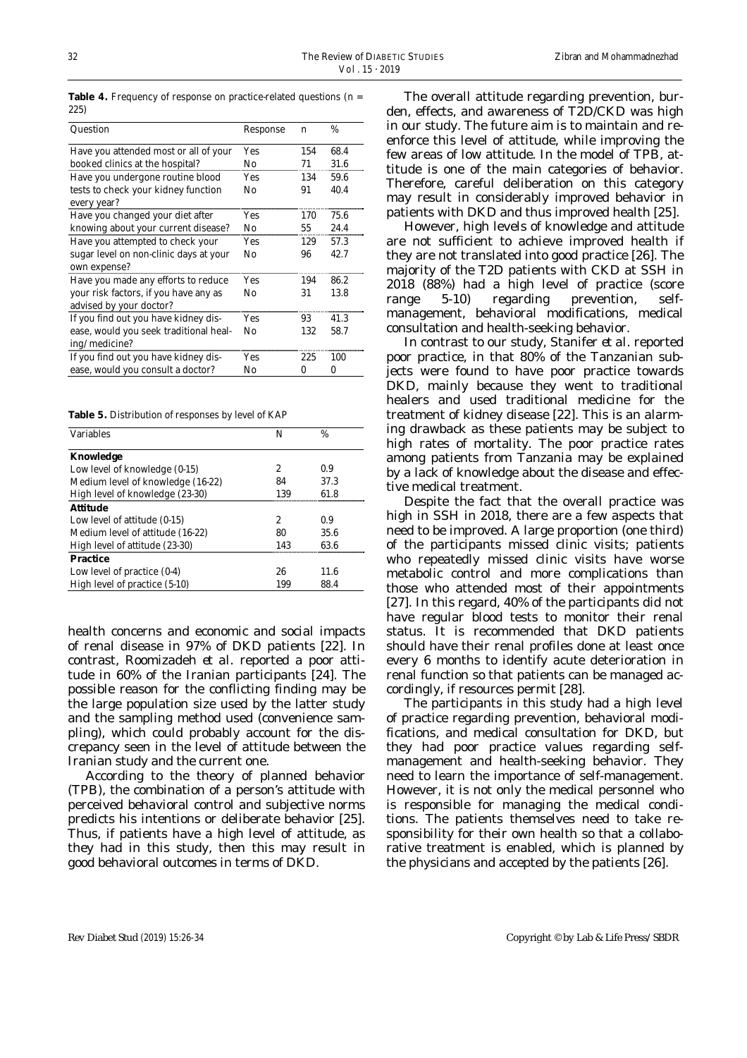**Table 4.** Frequency of response on practice-related questions (n = 225)

| Question | Response | n | % |
|---|---|---|---|
| Have you attended most or all of your booked clinics at the hospital? | Yes | 154 | 68.4 |
| | No | 71 | 31.6 |
| Have you undergone routine blood tests to check your kidney function every year? | Yes | 134 | 59.6 |
| | No | 91 | 40.4 |
| Have you changed your diet after knowing about your current disease? | Yes | 170 | 75.6 |
| | No | 55 | 24.4 |
| Have you attempted to check your sugar level on non-clinic days at your own expense? | Yes | 129 | 57.3 |
| | No | 96 | 42.7 |
| Have you made any efforts to reduce your risk factors, if you have any as advised by your doctor? | Yes | 194 | 86.2 |
| | No | 31 | 13.8 |
| If you find out you have kidney disease, would you seek traditional healing/medicine? | Yes | 93 | 41.3 |
| | No | 132 | 58.7 |
| If you find out you have kidney disease, would you consult a doctor? | Yes | 225 | 100 |
| | No | 0 | 0 |

**Table 5.** Distribution of responses by level of KAP

| Variables | N | % |
|---|---|---|
| **Knowledge** | | |
| Low level of knowledge (0-15) | 2 | 0.9 |
| Medium level of knowledge (16-22) | 84 | 37.3 |
| High level of knowledge (23-30) | 139 | 61.8 |
| **Attitude** | | |
| Low level of attitude (0-15) | 2 | 0.9 |
| Medium level of attitude (16-22) | 80 | 35.6 |
| High level of attitude (23-30) | 143 | 63.6 |
| **Practice** | | |
| Low level of practice (0-4) | 26 | 11.6 |
| High level of practice (5-10) | 199 | 88.4 |

health concerns and economic and social impacts of renal disease in 97% of DKD patients [22]. In contrast, Roomizadeh *et al.* reported a poor attitude in 60% of the Iranian participants [24]. The possible reason for the conflicting finding may be the large population size used by the latter study and the sampling method used (convenience sampling), which could probably account for the discrepancy seen in the level of attitude between the Iranian study and the current one.

According to the theory of planned behavior (TPB), the combination of a person's attitude with perceived behavioral control and subjective norms predicts his intentions or deliberate behavior [25]. Thus, if patients have a high level of attitude, as they had in this study, then this may result in good behavioral outcomes in terms of DKD.

The overall attitude regarding prevention, burden, effects, and awareness of T2D/CKD was high in our study. The future aim is to maintain and reenforce this level of attitude, while improving the few areas of low attitude. In the model of TPB, attitude is one of the main categories of behavior. Therefore, careful deliberation on this category may result in considerably improved behavior in patients with DKD and thus improved health [25].

However, high levels of knowledge and attitude are not sufficient to achieve improved health if they are not translated into good practice [26]. The majority of the T2D patients with CKD at SSH in 2018 (88%) had a high level of practice (score range 5-10) regarding prevention, self-management, behavioral modifications, medical consultation and health-seeking behavior.

In contrast to our study, Stanifer *et al.* reported poor practice, in that 80% of the Tanzanian subjects were found to have poor practice towards DKD, mainly because they went to traditional healers and used traditional medicine for the treatment of kidney disease [22]. This is an alarming drawback as these patients may be subject to high rates of mortality. The poor practice rates among patients from Tanzania may be explained by a lack of knowledge about the disease and effective medical treatment.

Despite the fact that the overall practice was high in SSH in 2018, there are a few aspects that need to be improved. A large proportion (one third) of the participants missed clinic visits; patients who repeatedly missed clinic visits have worse metabolic control and more complications than those who attended most of their appointments [27]. In this regard, 40% of the participants did not have regular blood tests to monitor their renal status. It is recommended that DKD patients should have their renal profiles done at least once every 6 months to identify acute deterioration in renal function so that patients can be managed accordingly, if resources permit [28].

The participants in this study had a high level of practice regarding prevention, behavioral modifications, and medical consultation for DKD, but they had poor practice values regarding self-management and health-seeking behavior. They need to learn the importance of self-management. However, it is not only the medical personnel who is responsible for managing the medical conditions. The patients themselves need to take responsibility for their own health so that a collaborative treatment is enabled, which is planned by the physicians and accepted by the patients [26].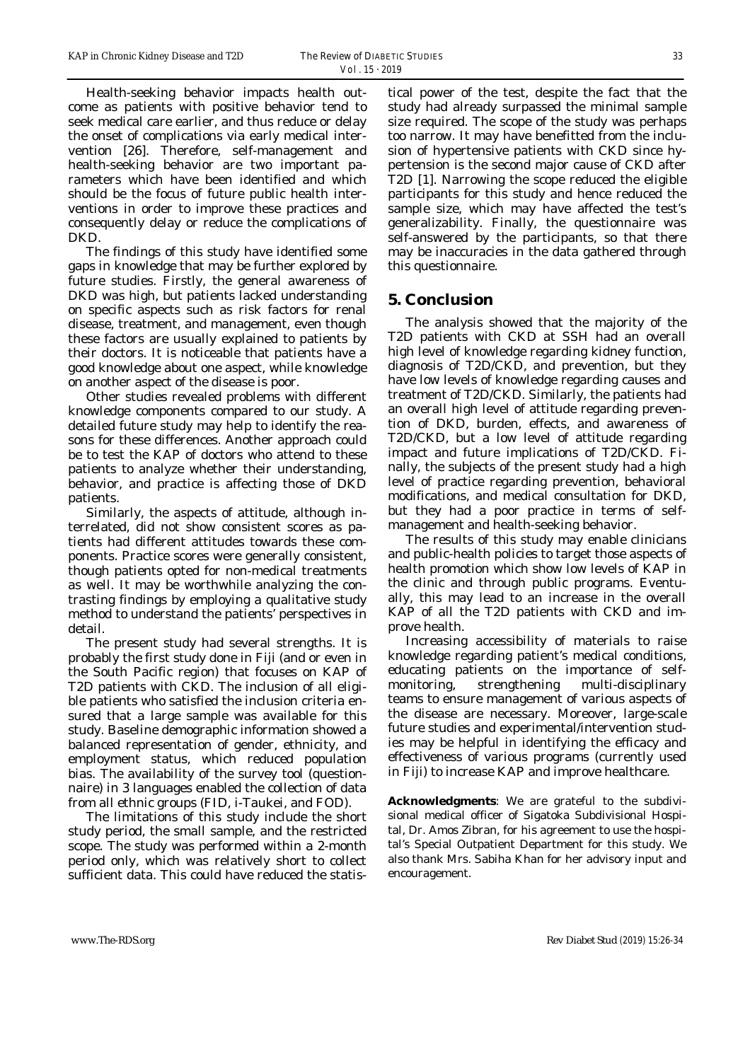Health-seeking behavior impacts health outcome as patients with positive behavior tend to seek medical care earlier, and thus reduce or delay the onset of complications via early medical intervention [26]. Therefore, self-management and health-seeking behavior are two important parameters which have been identified and which should be the focus of future public health interventions in order to improve these practices and consequently delay or reduce the complications of DKD.

The findings of this study have identified some gaps in knowledge that may be further explored by future studies. Firstly, the general awareness of DKD was high, but patients lacked understanding on specific aspects such as risk factors for renal disease, treatment, and management, even though these factors are usually explained to patients by their doctors. It is noticeable that patients have a good knowledge about one aspect, while knowledge on another aspect of the disease is poor.

Other studies revealed problems with different knowledge components compared to our study. A detailed future study may help to identify the reasons for these differences. Another approach could be to test the KAP of doctors who attend to these patients to analyze whether their understanding, behavior, and practice is affecting those of DKD patients.

Similarly, the aspects of attitude, although interrelated, did not show consistent scores as patients had different attitudes towards these components. Practice scores were generally consistent, though patients opted for non-medical treatments as well. It may be worthwhile analyzing the contrasting findings by employing a qualitative study method to understand the patients' perspectives in detail.

The present study had several strengths. It is probably the first study done in Fiji (and or even in the South Pacific region) that focuses on KAP of T2D patients with CKD. The inclusion of all eligible patients who satisfied the inclusion criteria ensured that a large sample was available for this study. Baseline demographic information showed a balanced representation of gender, ethnicity, and employment status, which reduced population bias. The availability of the survey tool (questionnaire) in 3 languages enabled the collection of data from all ethnic groups (FID, i-Taukei, and FOD).

The limitations of this study include the short study period, the small sample, and the restricted scope. The study was performed within a 2-month period only, which was relatively short to collect sufficient data. This could have reduced the statistical power of the test, despite the fact that the study had already surpassed the minimal sample size required. The scope of the study was perhaps too narrow. It may have benefitted from the inclusion of hypertensive patients with CKD since hypertension is the second major cause of CKD after T2D [1]. Narrowing the scope reduced the eligible participants for this study and hence reduced the sample size, which may have affected the test's generalizability. Finally, the questionnaire was self-answered by the participants, so that there may be inaccuracies in the data gathered through this questionnaire.

## 5. Conclusion

The analysis showed that the majority of the T2D patients with CKD at SSH had an overall high level of knowledge regarding kidney function, diagnosis of T2D/CKD, and prevention, but they have low levels of knowledge regarding causes and treatment of T2D/CKD. Similarly, the patients had an overall high level of attitude regarding prevention of DKD, burden, effects, and awareness of T2D/CKD, but a low level of attitude regarding impact and future implications of T2D/CKD. Finally, the subjects of the present study had a high level of practice regarding prevention, behavioral modifications, and medical consultation for DKD, but they had a poor practice in terms of self-management and health-seeking behavior.

The results of this study may enable clinicians and public-health policies to target those aspects of health promotion which show low levels of KAP in the clinic and through public programs. Eventually, this may lead to an increase in the overall KAP of all the T2D patients with CKD and improve health.

Increasing accessibility of materials to raise knowledge regarding patient's medical conditions, educating patients on the importance of self-monitoring, strengthening multi-disciplinary teams to ensure management of various aspects of the disease are necessary. Moreover, large-scale future studies and experimental/intervention studies may be helpful in identifying the efficacy and effectiveness of various programs (currently used in Fiji) to increase KAP and improve healthcare.

**Acknowledgments**: We are grateful to the subdivisional medical officer of Sigatoka Subdivisional Hospital, Dr. Amos Zibran, for his agreement to use the hospital's Special Outpatient Department for this study. We also thank Mrs. Sabiha Khan for her advisory input and encouragement.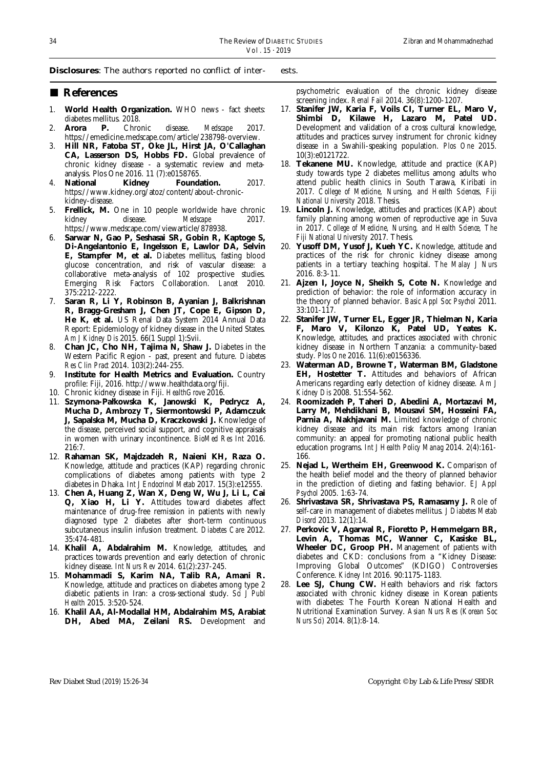**Disclosures**: The authors reported no conflict of interests.

## ■ References

1. **World Health Organization.** WHO news - fact sheets: diabetes mellitus. 2018.
2. **Arora P.** Chronic disease. *Medscape* 2017. https://emedicine.medscape.com/article/238798-overview.
3. **Hill NR, Fatoba ST, Oke JL, Hirst JA, O'Callaghan CA, Lasserson DS, Hobbs FD.** Global prevalence of chronic kidney disease - a systematic review and meta-analysis. Plos One 2016. 11 (7):e0158765.
4. **National Kidney Foundation.** 2017. https://www.kidney.org/atoz/content/about-chronic-kidney-disease.
5. **Frellick, M.** One in 10 people worldwide have chronic kidney disease. *Medscape* 2017. https://www.medscape.com/viewarticle/878938.
6. **Sarwar N, Gao P, Seshasai SR, Gobin R, Kaptoge S, Di-Angelantonio E, Ingelsson E, Lawlor DA, Selvin E, Stampfer M, et al.** Diabetes mellitus, fasting blood glucose concentration, and risk of vascular disease: a collaborative meta-analysis of 102 prospective studies. Emerging Risk Factors Collaboration. *Lancet* 2010. 375:2212-2222.
7. **Saran R, Li Y, Robinson B, Ayanian J, Balkrishnan R, Bragg-Gresham J, Chen JT, Cope E, Gipson D, He K, et al.** US Renal Data System 2014 Annual Data Report: Epidemiology of kidney disease in the United States. *Am J Kidney Dis* 2015. 66(1 Suppl 1):Svii.
8. **Chan JC, Cho NH, Tajima N, Shaw J.** Diabetes in the Western Pacific Region - past, present and future. *Diabetes Res Clin Pract* 2014. 103(2):244-255.
9. **Institute for Health Metrics and Evaluation.** Country profile: Fiji, 2016. http://www.healthdata.org/fiji.
10. Chronic kidney disease in Fiji. *HealthGrove* 2016.
11. **Szymona-Pałkowska K, Janowski K, Pedrycz A, Mucha D, Ambrozy T, Siermontowski P, Adamczuk J, Sapalska M, Mucha D, Kraczkowski J.** Knowledge of the disease, perceived social support, and cognitive appraisals in women with urinary incontinence. *BioMed Res Int* 2016. 216:7.
12. **Rahaman SK, Majdzadeh R, Naieni KH, Raza O.** Knowledge, attitude and practices (KAP) regarding chronic complications of diabetes among patients with type 2 diabetes in Dhaka. *Int J Endocrinol Metab* 2017. 15(3):e12555.
13. **Chen A, Huang Z, Wan X, Deng W, Wu J, Li L, Cai Q, Xiao H, Li Y.** Attitudes toward diabetes affect maintenance of drug-free remission in patients with newly diagnosed type 2 diabetes after short-term continuous subcutaneous insulin infusion treatment. *Diabetes Care* 2012. 35:474-481.
14. **Khalil A, Abdalrahim M.** Knowledge, attitudes, and practices towards prevention and early detection of chronic kidney disease. *Int Nurs Rev* 2014. 61(2):237-245.
15. **Mohammadi S, Karim NA, Talib RA, Amani R.** Knowledge, attitude and practices on diabetes among type 2 diabetic patients in Iran: a cross-sectional study. *Sci J Publ Health* 2015. 3:520-524.
16. **Khalil AA, Al-Modallal HM, Abdalrahim MS, Arabiat DH, Abed MA, Zeilani RS.** Development and psychometric evaluation of the chronic kidney disease screening index. *Renal Fail* 2014. 36(8):1200-1207.
17. **Stanifer JW, Karia F, Voils CI, Turner EL, Maro V, Shimbi D, Kilawe H, Lazaro M, Patel UD.** Development and validation of a cross cultural knowledge, attitudes and practices survey instrument for chronic kidney disease in a Swahili-speaking population. *Plos One* 2015. 10(3):e0121722.
18. **Tekanene MU.** Knowledge, attitude and practice (KAP) study towards type 2 diabetes mellitus among adults who attend public health clinics in South Tarawa, Kiribati in 2017. *College of Medicine, Nursing, and Health Sciences, Fiji National University* 2018. Thesis.
19. **Lincoln J.** Knowledge, attitudes and practices (KAP) about family planning among women of reproductive age in Suva in 2017. *College of Medicine, Nursing, and Health Science, The Fiji National University* 2017. Thesis.
20. **Yusoff DM, Yusof J, Kueh YC.** Knowledge, attitude and practices of the risk for chronic kidney disease among patients in a tertiary teaching hospital. *The Malay J Nurs* 2016. 8:3-11.
21. **Ajzen I, Joyce N, Sheikh S, Cote N.** Knowledge and prediction of behavior: the role of information accuracy in the theory of planned behavior. *Basic Appl Soc Psychol* 2011. 33:101-117.
22. **Stanifer JW, Turner EL, Egger JR, Thielman N, Karia F, Maro V, Kilonzo K, Patel UD, Yeates K.** Knowledge, attitudes, and practices associated with chronic kidney disease in Northern Tanzania: a community-based study. *Plos One* 2016. 11(6):e0156336.
23. **Waterman AD, Browne T, Waterman BM, Gladstone EH, Hostetter T.** Attitudes and behaviors of African Americans regarding early detection of kidney disease. *Am J Kidney Dis* 2008. 51:554-562.
24. **Roomizadeh P, Taheri D, Abedini A, Mortazavi M, Larry M, Mehdikhani B, Mousavi SM, Hosseini FA, Parnia A, Nakhjavani M.** Limited knowledge of chronic kidney disease and its main risk factors among Iranian community: an appeal for promoting national public health education programs. *Int J Health Policy Manag* 2014. 2(4):161-166.
25. **Nejad L, Wertheim EH, Greenwood K.** Comparison of the health belief model and the theory of planned behavior in the prediction of dieting and fasting behavior. *EJ Appl Psychol* 2005. 1:63-74.
26. **Shrivastava SR, Shrivastava PS, Ramasamy J.** Role of self-care in management of diabetes mellitus. *J Diabetes Metab Disord* 2013. 12(1):14.
27. **Perkovic V, Agarwal R, Fioretto P, Hemmelgarn BR, Levin A, Thomas MC, Wanner C, Kasiske BL, Wheeler DC, Groop PH.** Management of patients with diabetes and CKD: conclusions from a "Kidney Disease: Improving Global Outcomes" (KDIGO) Controversies Conference. *Kidney Int* 2016. 90:1175-1183.
28. **Lee SJ, Chung CW.** Health behaviors and risk factors associated with chronic kidney disease in Korean patients with diabetes: The Fourth Korean National Health and Nutritional Examination Survey. *Asian Nurs Res (Korean Soc Nurs Sci)* 2014. 8(1):8-14.